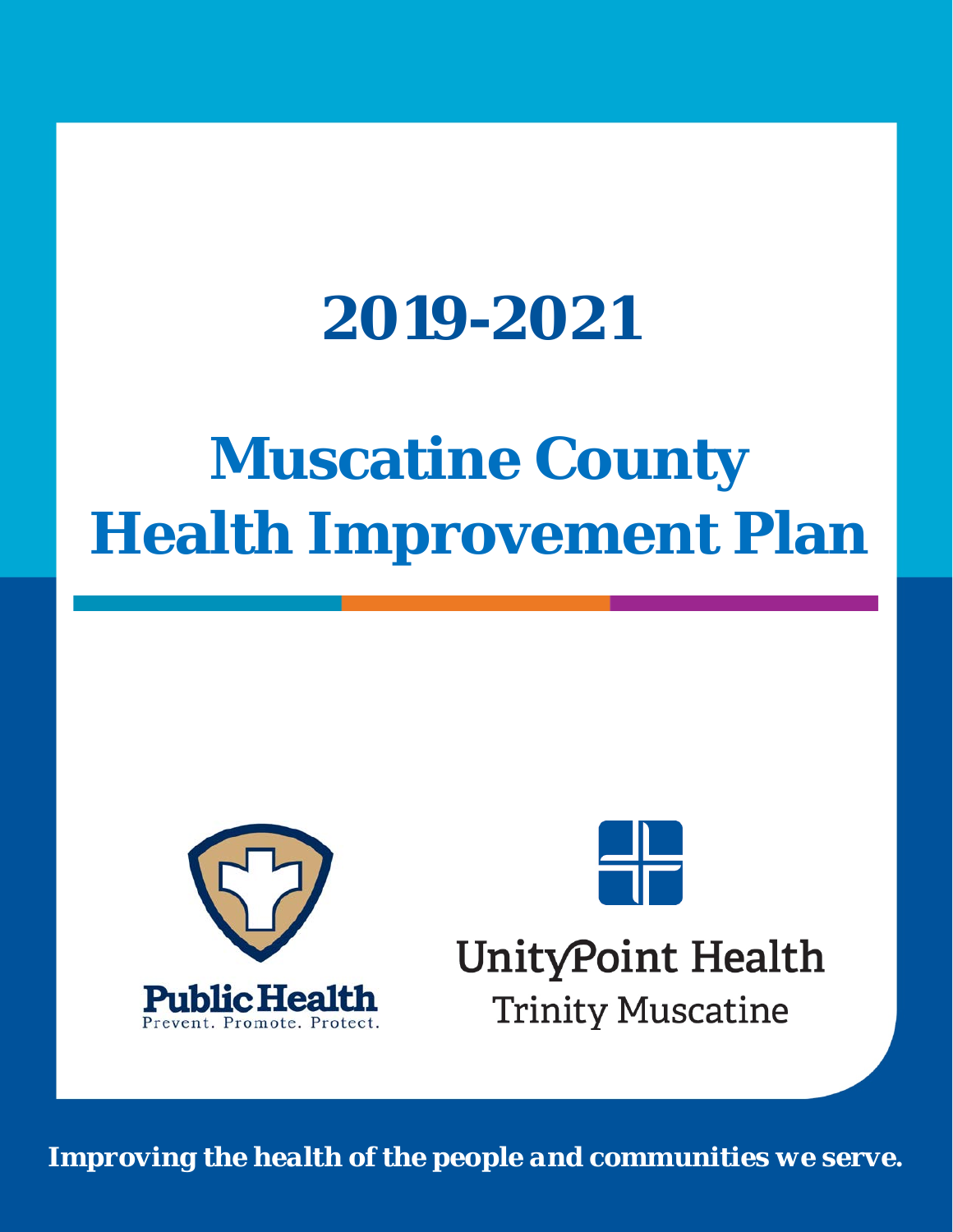# 2019-2021

# Muscatine County Health Improvement Plan

Public Health

Prevent. Promote. Protect.

UnityPoint Health

Trinity Muscatine

***Improving the health of the people and communities we serve.***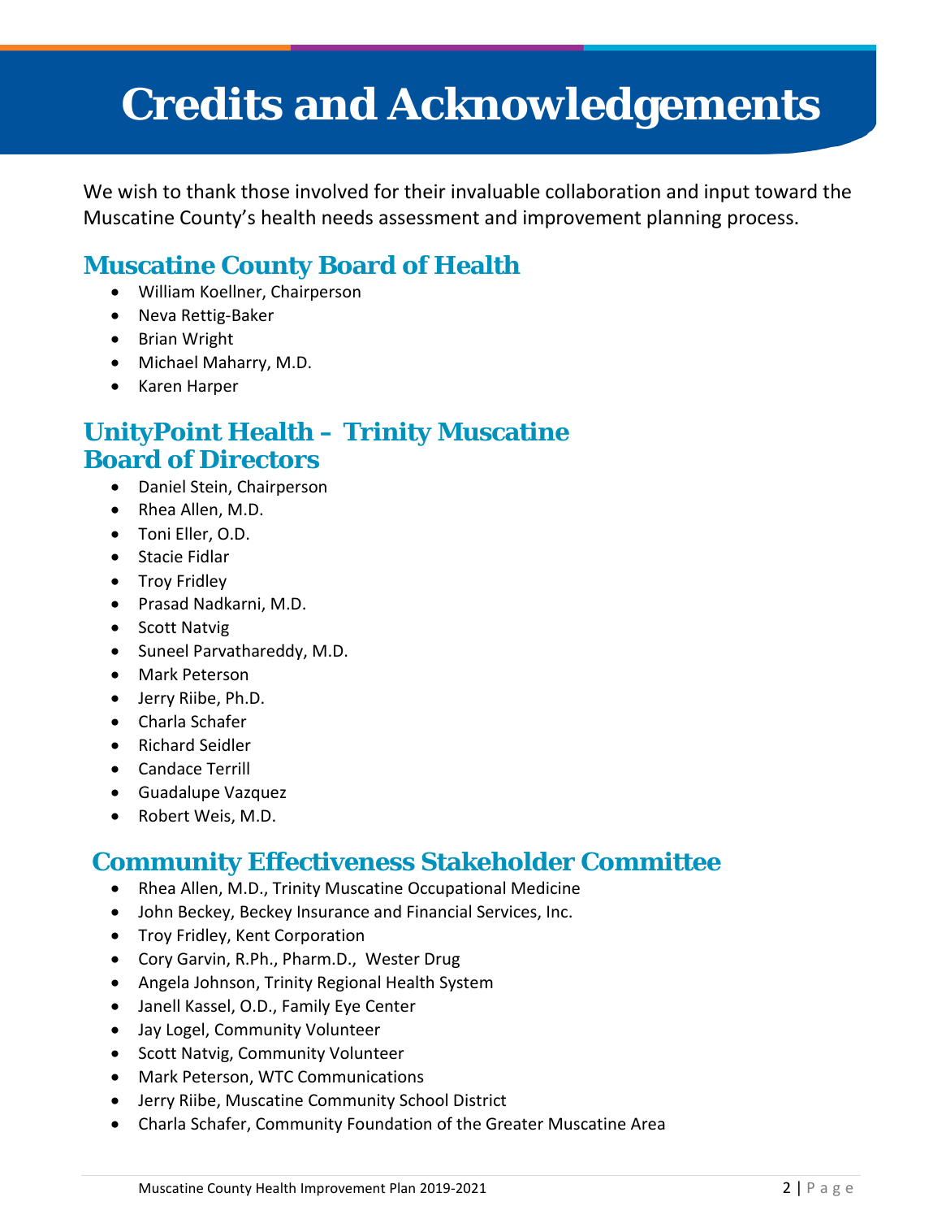# Credits and Acknowledgements

We wish to thank those involved for their invaluable collaboration and input toward the Muscatine County's health needs assessment and improvement planning process.

## Muscatine County Board of Health

- William Koellner, Chairperson
- Neva Rettig-Baker
- Brian Wright
- Michael Maharry, M.D.
- Karen Harper

## UnityPoint Health – Trinity Muscatine Board of Directors

- Daniel Stein, Chairperson
- Rhea Allen, M.D.
- Toni Eller, O.D.
- Stacie Fidlar
- Troy Fridley
- Prasad Nadkarni, M.D.
- Scott Natvig
- Suneel Parvathareddy, M.D.
- Mark Peterson
- Jerry Riibe, Ph.D.
- Charla Schafer
- Richard Seidler
- Candace Terrill
- Guadalupe Vazquez
- Robert Weis, M.D.

## Community Effectiveness Stakeholder Committee

- Rhea Allen, M.D., Trinity Muscatine Occupational Medicine
- John Beckey, Beckey Insurance and Financial Services, Inc.
- Troy Fridley, Kent Corporation
- Cory Garvin, R.Ph., Pharm.D., Wester Drug
- Angela Johnson, Trinity Regional Health System
- Janell Kassel, O.D., Family Eye Center
- Jay Logel, Community Volunteer
- Scott Natvig, Community Volunteer
- Mark Peterson, WTC Communications
- Jerry Riibe, Muscatine Community School District
- Charla Schafer, Community Foundation of the Greater Muscatine Area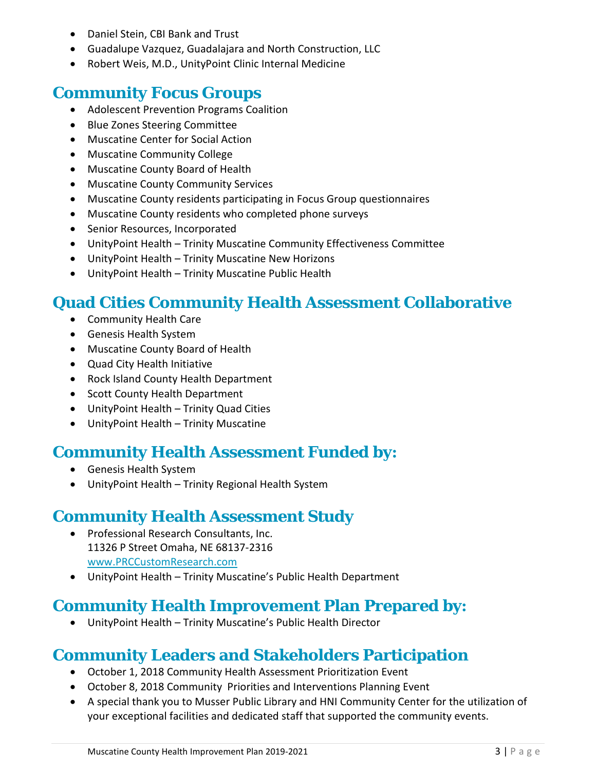- Daniel Stein, CBI Bank and Trust
- Guadalupe Vazquez, Guadalajara and North Construction, LLC
- Robert Weis, M.D., UnityPoint Clinic Internal Medicine

## Community Focus Groups

- Adolescent Prevention Programs Coalition
- Blue Zones Steering Committee
- Muscatine Center for Social Action
- Muscatine Community College
- Muscatine County Board of Health
- Muscatine County Community Services
- Muscatine County residents participating in Focus Group questionnaires
- Muscatine County residents who completed phone surveys
- Senior Resources, Incorporated
- UnityPoint Health – Trinity Muscatine Community Effectiveness Committee
- UnityPoint Health – Trinity Muscatine New Horizons
- UnityPoint Health – Trinity Muscatine Public Health

## Quad Cities Community Health Assessment Collaborative

- Community Health Care
- Genesis Health System
- Muscatine County Board of Health
- Quad City Health Initiative
- Rock Island County Health Department
- Scott County Health Department
- UnityPoint Health – Trinity Quad Cities
- UnityPoint Health – Trinity Muscatine

## Community Health Assessment Funded by:

- Genesis Health System
- UnityPoint Health – Trinity Regional Health System

## Community Health Assessment Study

- Professional Research Consultants, Inc.
  11326 P Street Omaha, NE 68137-2316
  www.PRCCustomResearch.com
- UnityPoint Health – Trinity Muscatine's Public Health Department

## Community Health Improvement Plan Prepared by:

- UnityPoint Health – Trinity Muscatine's Public Health Director

## Community Leaders and Stakeholders Participation

- October 1, 2018 Community Health Assessment Prioritization Event
- October 8, 2018 Community Priorities and Interventions Planning Event
- A special thank you to Musser Public Library and HNI Community Center for the utilization of your exceptional facilities and dedicated staff that supported the community events.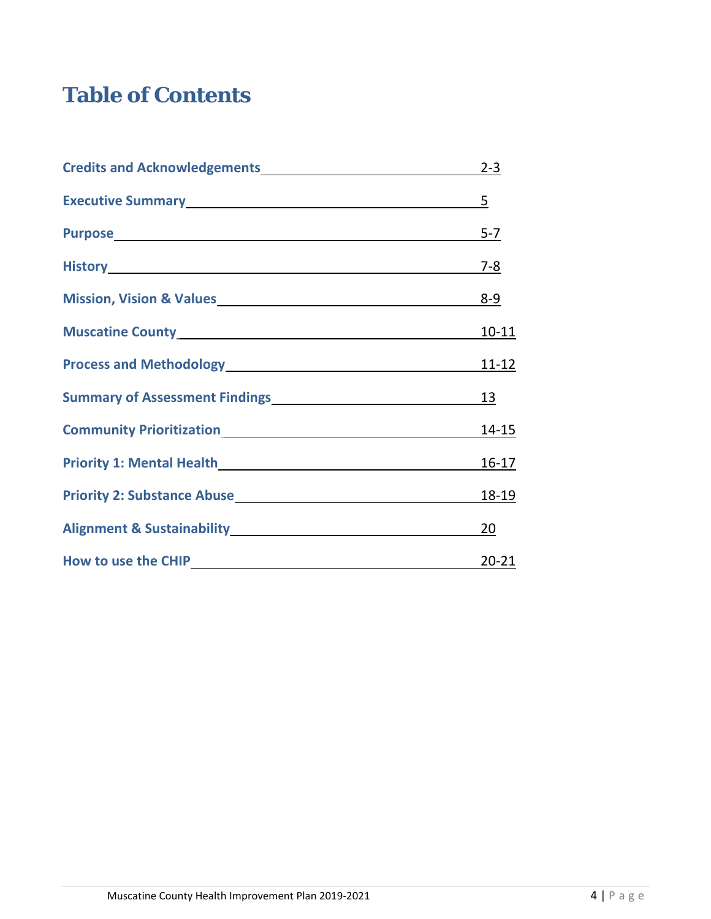# Table of Contents

| Section | Page |
| --- | --- |
| **Credits and Acknowledgements** | 2-3 |
| **Executive Summary** | 5 |
| **Purpose** | 5-7 |
| **History** | 7-8 |
| **Mission, Vision & Values** | 8-9 |
| **Muscatine County** | 10-11 |
| **Process and Methodology** | 11-12 |
| **Summary of Assessment Findings** | 13 |
| **Community Prioritization** | 14-15 |
| **Priority 1: Mental Health** | 16-17 |
| **Priority 2: Substance Abuse** | 18-19 |
| **Alignment & Sustainability** | 20 |
| **How to use the CHIP** | 20-21 |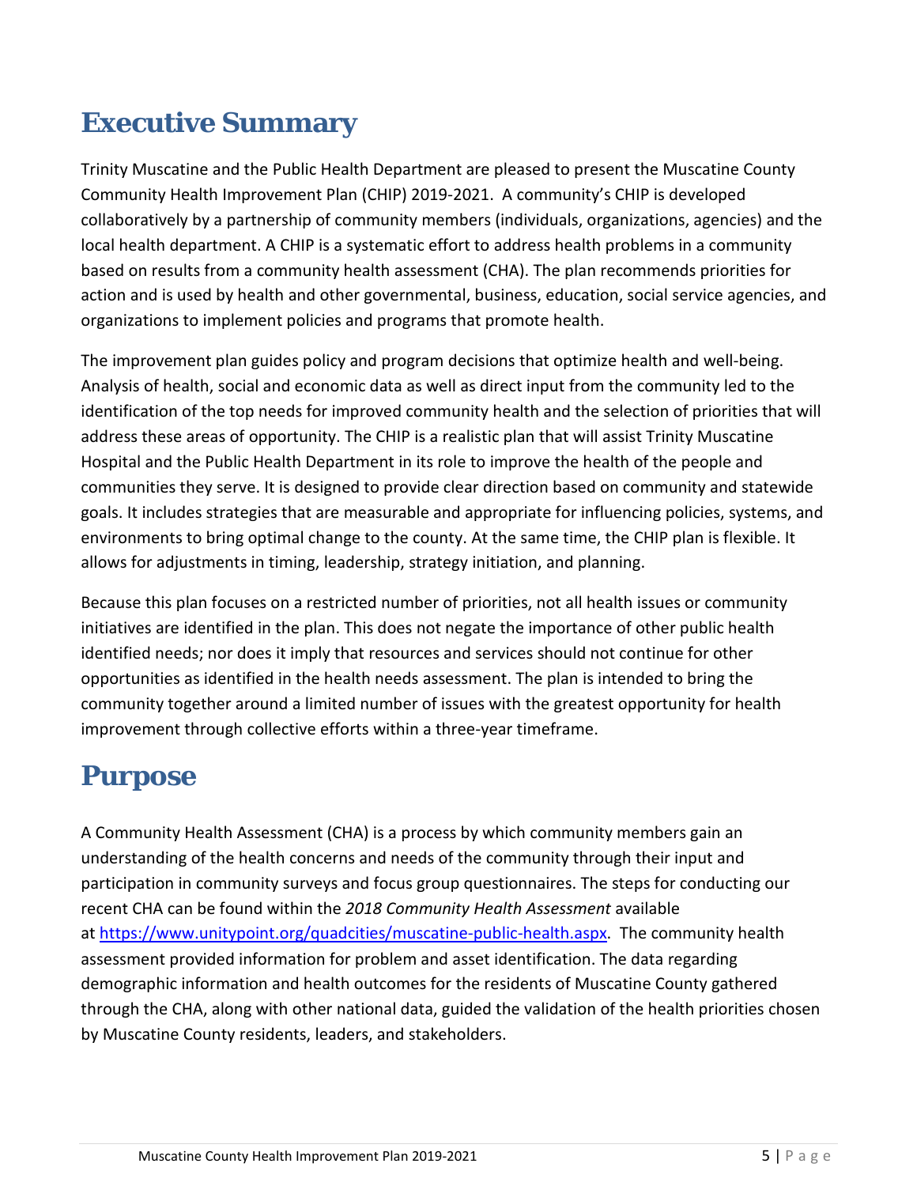# Executive Summary

Trinity Muscatine and the Public Health Department are pleased to present the Muscatine County Community Health Improvement Plan (CHIP) 2019-2021. A community's CHIP is developed collaboratively by a partnership of community members (individuals, organizations, agencies) and the local health department. A CHIP is a systematic effort to address health problems in a community based on results from a community health assessment (CHA). The plan recommends priorities for action and is used by health and other governmental, business, education, social service agencies, and organizations to implement policies and programs that promote health.

The improvement plan guides policy and program decisions that optimize health and well-being. Analysis of health, social and economic data as well as direct input from the community led to the identification of the top needs for improved community health and the selection of priorities that will address these areas of opportunity. The CHIP is a realistic plan that will assist Trinity Muscatine Hospital and the Public Health Department in its role to improve the health of the people and communities they serve. It is designed to provide clear direction based on community and statewide goals. It includes strategies that are measurable and appropriate for influencing policies, systems, and environments to bring optimal change to the county. At the same time, the CHIP plan is flexible. It allows for adjustments in timing, leadership, strategy initiation, and planning.

Because this plan focuses on a restricted number of priorities, not all health issues or community initiatives are identified in the plan. This does not negate the importance of other public health identified needs; nor does it imply that resources and services should not continue for other opportunities as identified in the health needs assessment. The plan is intended to bring the community together around a limited number of issues with the greatest opportunity for health improvement through collective efforts within a three-year timeframe.

# Purpose

A Community Health Assessment (CHA) is a process by which community members gain an understanding of the health concerns and needs of the community through their input and participation in community surveys and focus group questionnaires. The steps for conducting our recent CHA can be found within the *2018 Community Health Assessment* available at [https://www.unitypoint.org/quadcities/muscatine-public-health.aspx](https://www.unitypoint.org/quadcities/muscatine-public-health.aspx). The community health assessment provided information for problem and asset identification. The data regarding demographic information and health outcomes for the residents of Muscatine County gathered through the CHA, along with other national data, guided the validation of the health priorities chosen by Muscatine County residents, leaders, and stakeholders.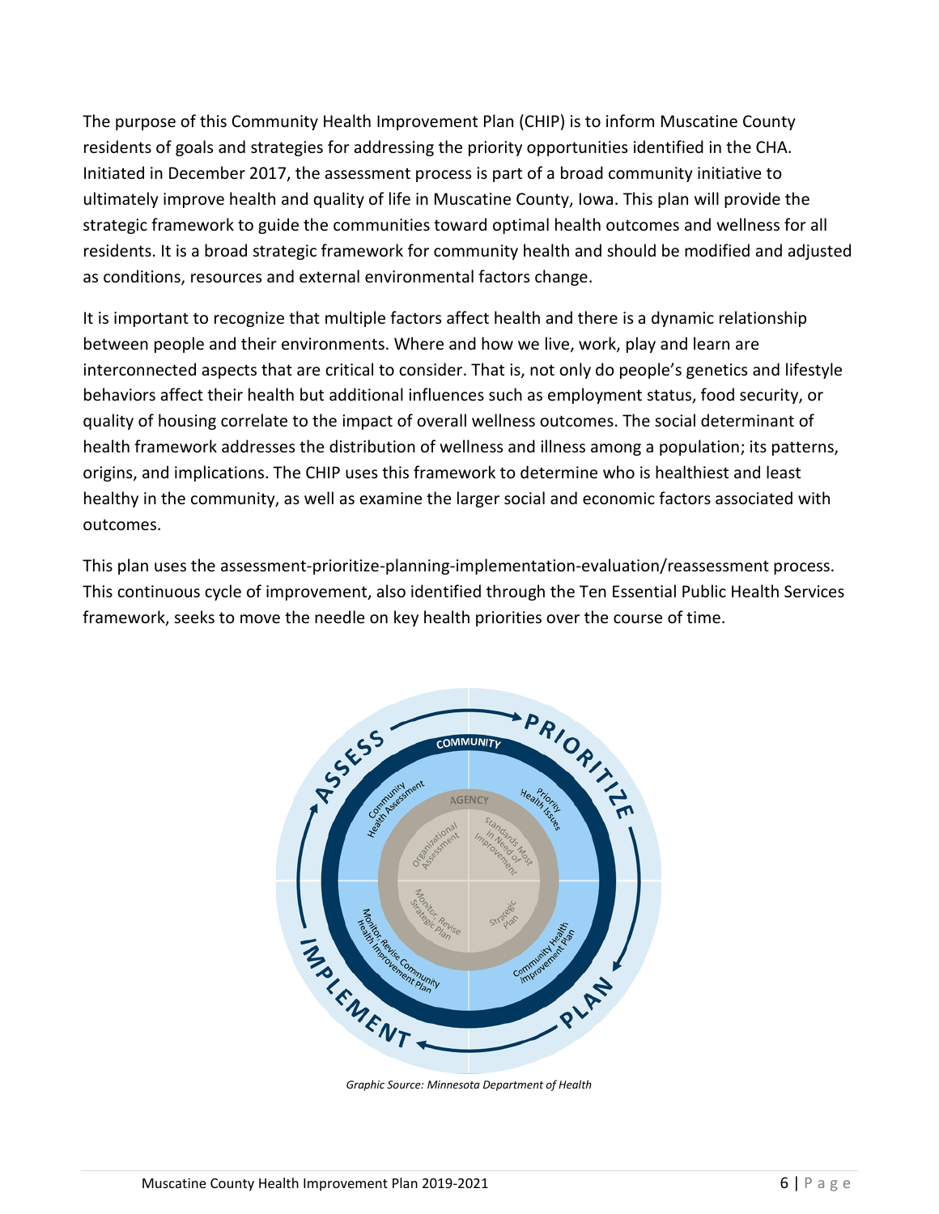The purpose of this Community Health Improvement Plan (CHIP) is to inform Muscatine County residents of goals and strategies for addressing the priority opportunities identified in the CHA. Initiated in December 2017, the assessment process is part of a broad community initiative to ultimately improve health and quality of life in Muscatine County, Iowa. This plan will provide the strategic framework to guide the communities toward optimal health outcomes and wellness for all residents. It is a broad strategic framework for community health and should be modified and adjusted as conditions, resources and external environmental factors change.

It is important to recognize that multiple factors affect health and there is a dynamic relationship between people and their environments. Where and how we live, work, play and learn are interconnected aspects that are critical to consider. That is, not only do people's genetics and lifestyle behaviors affect their health but additional influences such as employment status, food security, or quality of housing correlate to the impact of overall wellness outcomes. The social determinant of health framework addresses the distribution of wellness and illness among a population; its patterns, origins, and implications. The CHIP uses this framework to determine who is healthiest and least healthy in the community, as well as examine the larger social and economic factors associated with outcomes.

This plan uses the assessment-prioritize-planning-implementation-evaluation/reassessment process. This continuous cycle of improvement, also identified through the Ten Essential Public Health Services framework, seeks to move the needle on key health priorities over the course of time.

*Graphic Source: Minnesota Department of Health*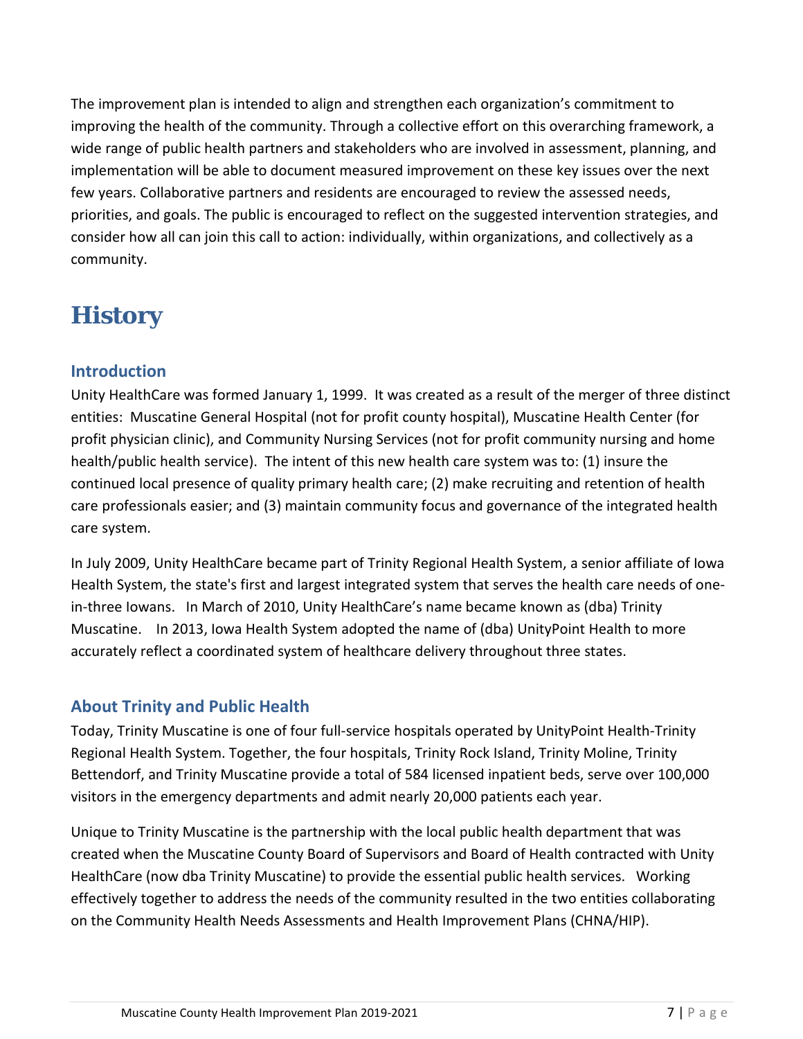The improvement plan is intended to align and strengthen each organization's commitment to improving the health of the community. Through a collective effort on this overarching framework, a wide range of public health partners and stakeholders who are involved in assessment, planning, and implementation will be able to document measured improvement on these key issues over the next few years. Collaborative partners and residents are encouraged to review the assessed needs, priorities, and goals. The public is encouraged to reflect on the suggested intervention strategies, and consider how all can join this call to action: individually, within organizations, and collectively as a community.

# History

## Introduction

Unity HealthCare was formed January 1, 1999. It was created as a result of the merger of three distinct entities: Muscatine General Hospital (not for profit county hospital), Muscatine Health Center (for profit physician clinic), and Community Nursing Services (not for profit community nursing and home health/public health service). The intent of this new health care system was to: (1) insure the continued local presence of quality primary health care; (2) make recruiting and retention of health care professionals easier; and (3) maintain community focus and governance of the integrated health care system.

In July 2009, Unity HealthCare became part of Trinity Regional Health System, a senior affiliate of Iowa Health System, the state's first and largest integrated system that serves the health care needs of one-in-three Iowans. In March of 2010, Unity HealthCare's name became known as (dba) Trinity Muscatine. In 2013, Iowa Health System adopted the name of (dba) UnityPoint Health to more accurately reflect a coordinated system of healthcare delivery throughout three states.

## About Trinity and Public Health

Today, Trinity Muscatine is one of four full-service hospitals operated by UnityPoint Health-Trinity Regional Health System. Together, the four hospitals, Trinity Rock Island, Trinity Moline, Trinity Bettendorf, and Trinity Muscatine provide a total of 584 licensed inpatient beds, serve over 100,000 visitors in the emergency departments and admit nearly 20,000 patients each year.

Unique to Trinity Muscatine is the partnership with the local public health department that was created when the Muscatine County Board of Supervisors and Board of Health contracted with Unity HealthCare (now dba Trinity Muscatine) to provide the essential public health services. Working effectively together to address the needs of the community resulted in the two entities collaborating on the Community Health Needs Assessments and Health Improvement Plans (CHNA/HIP).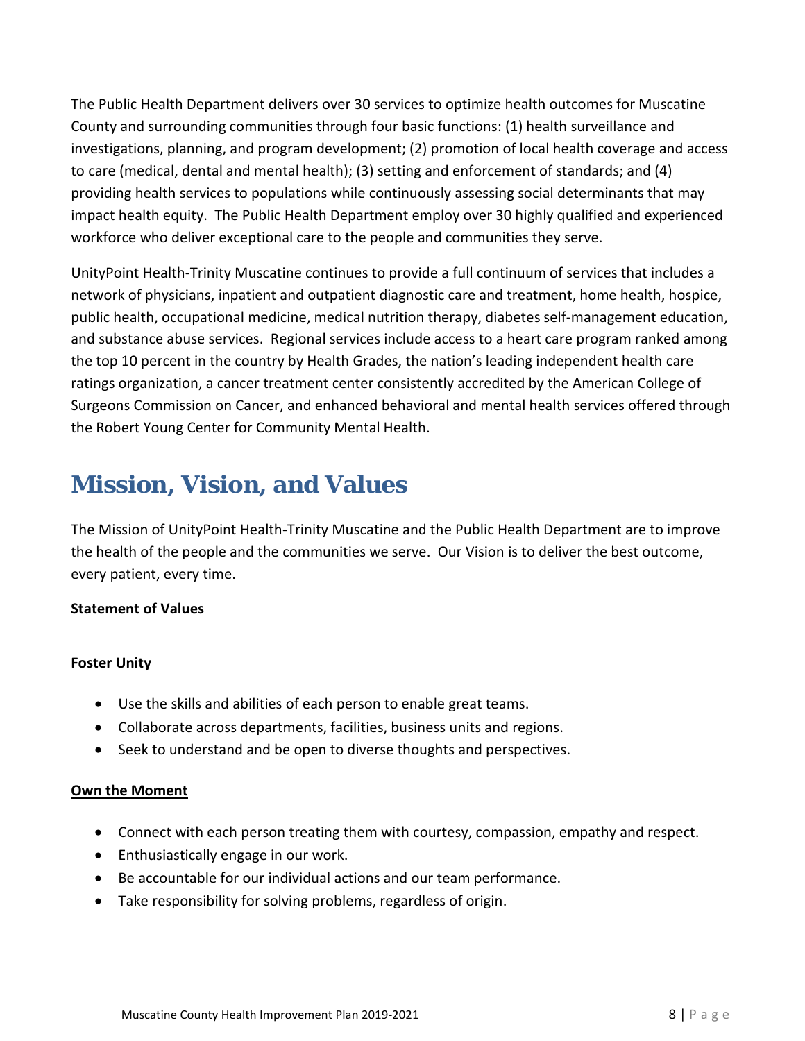The Public Health Department delivers over 30 services to optimize health outcomes for Muscatine County and surrounding communities through four basic functions: (1) health surveillance and investigations, planning, and program development; (2) promotion of local health coverage and access to care (medical, dental and mental health); (3) setting and enforcement of standards; and (4) providing health services to populations while continuously assessing social determinants that may impact health equity. The Public Health Department employ over 30 highly qualified and experienced workforce who deliver exceptional care to the people and communities they serve.

UnityPoint Health-Trinity Muscatine continues to provide a full continuum of services that includes a network of physicians, inpatient and outpatient diagnostic care and treatment, home health, hospice, public health, occupational medicine, medical nutrition therapy, diabetes self-management education, and substance abuse services. Regional services include access to a heart care program ranked among the top 10 percent in the country by Health Grades, the nation's leading independent health care ratings organization, a cancer treatment center consistently accredited by the American College of Surgeons Commission on Cancer, and enhanced behavioral and mental health services offered through the Robert Young Center for Community Mental Health.

# Mission, Vision, and Values

The Mission of UnityPoint Health-Trinity Muscatine and the Public Health Department are to improve the health of the people and the communities we serve. Our Vision is to deliver the best outcome, every patient, every time.

**Statement of Values**

**<u>Foster Unity</u>**

- Use the skills and abilities of each person to enable great teams.
- Collaborate across departments, facilities, business units and regions.
- Seek to understand and be open to diverse thoughts and perspectives.

**<u>Own the Moment</u>**

- Connect with each person treating them with courtesy, compassion, empathy and respect.
- Enthusiastically engage in our work.
- Be accountable for our individual actions and our team performance.
- Take responsibility for solving problems, regardless of origin.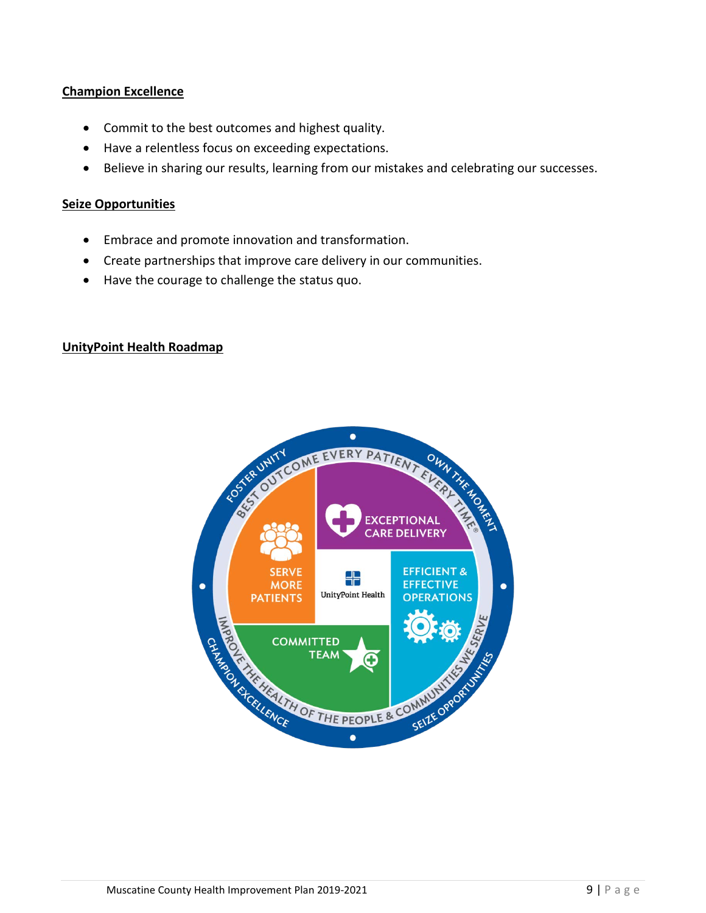**Champion Excellence**

- Commit to the best outcomes and highest quality.
- Have a relentless focus on exceeding expectations.
- Believe in sharing our results, learning from our mistakes and celebrating our successes.

**Seize Opportunities**

- Embrace and promote innovation and transformation.
- Create partnerships that improve care delivery in our communities.
- Have the courage to challenge the status quo.

**UnityPoint Health Roadmap**

FOSTER UNITY
OWN THE MOMENT
CHAMPION EXCELLENCE
SEIZE OPPORTUNITIES

BEST OUTCOME EVERY PATIENT EVERY TIME®

IMPROVE THE HEALTH OF THE PEOPLE & COMMUNITIES WE SERVE

EXCEPTIONAL CARE DELIVERY

SERVE MORE PATIENTS

UnityPoint Health

EFFICIENT & EFFECTIVE OPERATIONS

COMMITTED TEAM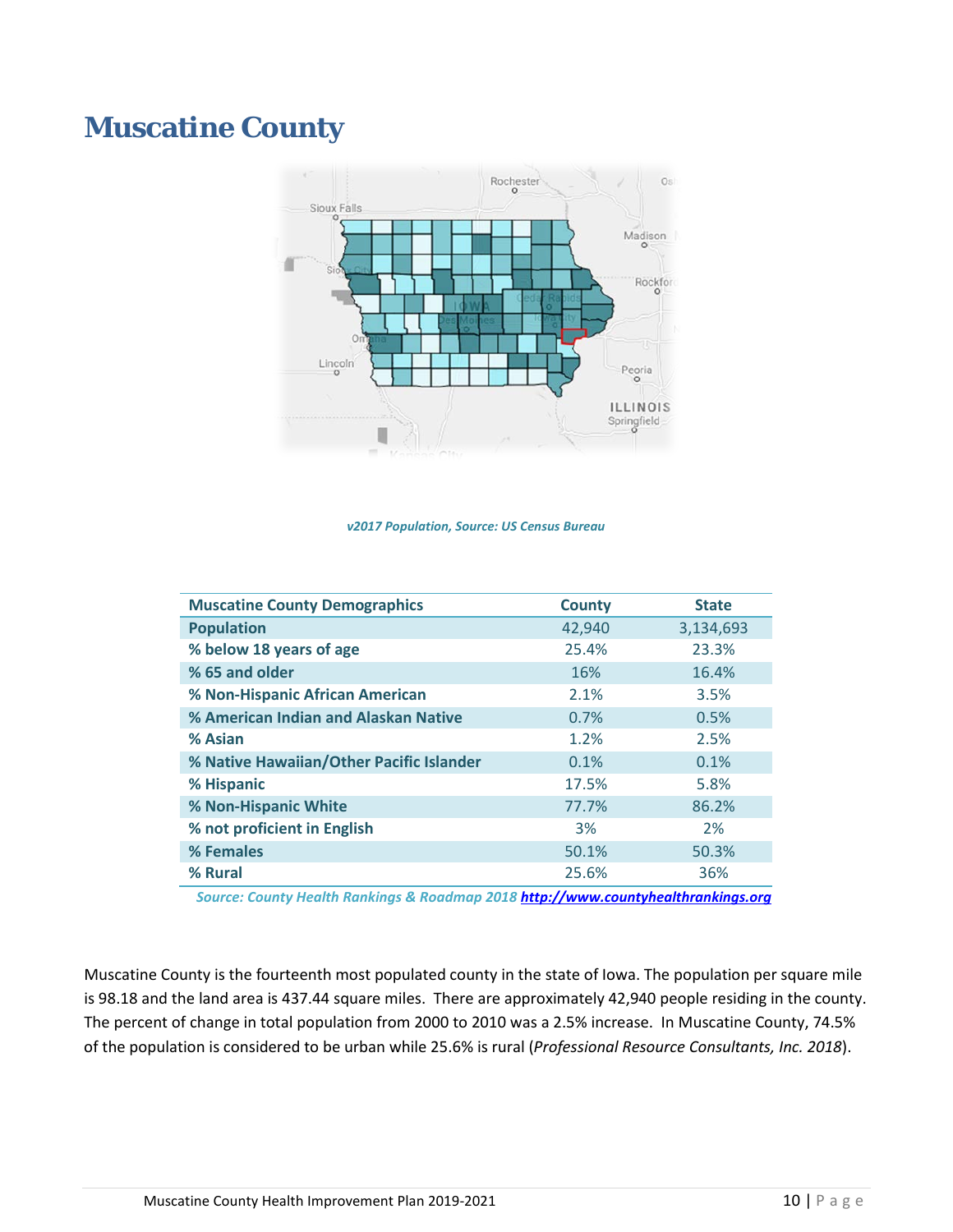# Muscatine County

*v2017 Population, Source: US Census Bureau*

| Muscatine County Demographics | County | State |
|---|---|---|
| Population | 42,940 | 3,134,693 |
| % below 18 years of age | 25.4% | 23.3% |
| % 65 and older | 16% | 16.4% |
| % Non-Hispanic African American | 2.1% | 3.5% |
| % American Indian and Alaskan Native | 0.7% | 0.5% |
| % Asian | 1.2% | 2.5% |
| % Native Hawaiian/Other Pacific Islander | 0.1% | 0.1% |
| % Hispanic | 17.5% | 5.8% |
| % Non-Hispanic White | 77.7% | 86.2% |
| % not proficient in English | 3% | 2% |
| % Females | 50.1% | 50.3% |
| % Rural | 25.6% | 36% |

*Source: County Health Rankings & Roadmap 2018* **http://www.countyhealthrankings.org**

Muscatine County is the fourteenth most populated county in the state of Iowa. The population per square mile is 98.18 and the land area is 437.44 square miles. There are approximately 42,940 people residing in the county. The percent of change in total population from 2000 to 2010 was a 2.5% increase. In Muscatine County, 74.5% of the population is considered to be urban while 25.6% is rural (*Professional Resource Consultants, Inc. 2018*).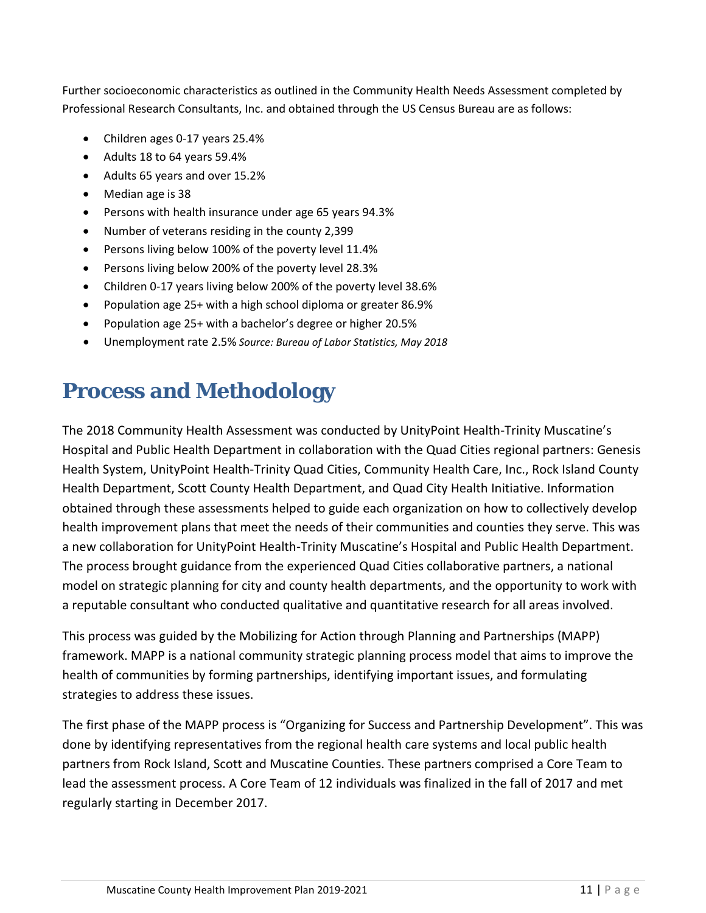Further socioeconomic characteristics as outlined in the Community Health Needs Assessment completed by Professional Research Consultants, Inc. and obtained through the US Census Bureau are as follows:

- Children ages 0-17 years 25.4%
- Adults 18 to 64 years 59.4%
- Adults 65 years and over 15.2%
- Median age is 38
- Persons with health insurance under age 65 years 94.3%
- Number of veterans residing in the county 2,399
- Persons living below 100% of the poverty level 11.4%
- Persons living below 200% of the poverty level 28.3%
- Children 0-17 years living below 200% of the poverty level 38.6%
- Population age 25+ with a high school diploma or greater 86.9%
- Population age 25+ with a bachelor's degree or higher 20.5%
- Unemployment rate 2.5% *Source: Bureau of Labor Statistics, May 2018*

# Process and Methodology

The 2018 Community Health Assessment was conducted by UnityPoint Health-Trinity Muscatine's Hospital and Public Health Department in collaboration with the Quad Cities regional partners: Genesis Health System, UnityPoint Health-Trinity Quad Cities, Community Health Care, Inc., Rock Island County Health Department, Scott County Health Department, and Quad City Health Initiative. Information obtained through these assessments helped to guide each organization on how to collectively develop health improvement plans that meet the needs of their communities and counties they serve. This was a new collaboration for UnityPoint Health-Trinity Muscatine's Hospital and Public Health Department. The process brought guidance from the experienced Quad Cities collaborative partners, a national model on strategic planning for city and county health departments, and the opportunity to work with a reputable consultant who conducted qualitative and quantitative research for all areas involved.

This process was guided by the Mobilizing for Action through Planning and Partnerships (MAPP) framework. MAPP is a national community strategic planning process model that aims to improve the health of communities by forming partnerships, identifying important issues, and formulating strategies to address these issues.

The first phase of the MAPP process is "Organizing for Success and Partnership Development". This was done by identifying representatives from the regional health care systems and local public health partners from Rock Island, Scott and Muscatine Counties. These partners comprised a Core Team to lead the assessment process. A Core Team of 12 individuals was finalized in the fall of 2017 and met regularly starting in December 2017.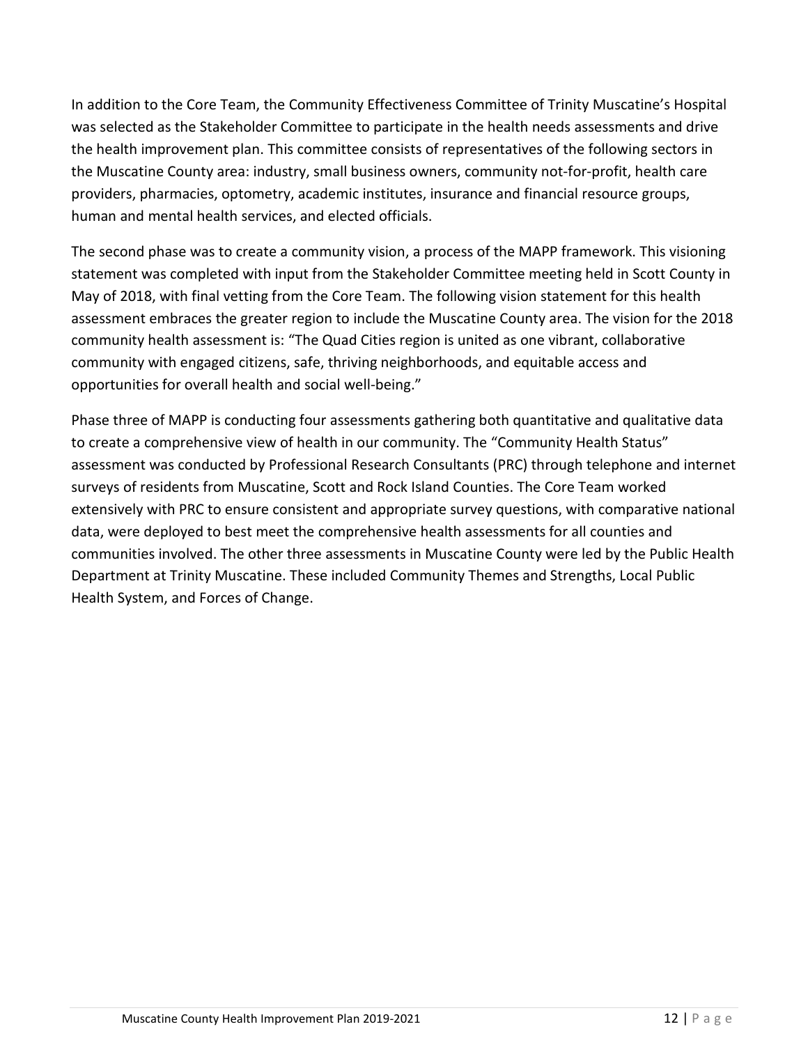In addition to the Core Team, the Community Effectiveness Committee of Trinity Muscatine's Hospital was selected as the Stakeholder Committee to participate in the health needs assessments and drive the health improvement plan. This committee consists of representatives of the following sectors in the Muscatine County area: industry, small business owners, community not-for-profit, health care providers, pharmacies, optometry, academic institutes, insurance and financial resource groups, human and mental health services, and elected officials.

The second phase was to create a community vision, a process of the MAPP framework. This visioning statement was completed with input from the Stakeholder Committee meeting held in Scott County in May of 2018, with final vetting from the Core Team. The following vision statement for this health assessment embraces the greater region to include the Muscatine County area. The vision for the 2018 community health assessment is: "The Quad Cities region is united as one vibrant, collaborative community with engaged citizens, safe, thriving neighborhoods, and equitable access and opportunities for overall health and social well-being."

Phase three of MAPP is conducting four assessments gathering both quantitative and qualitative data to create a comprehensive view of health in our community. The "Community Health Status" assessment was conducted by Professional Research Consultants (PRC) through telephone and internet surveys of residents from Muscatine, Scott and Rock Island Counties. The Core Team worked extensively with PRC to ensure consistent and appropriate survey questions, with comparative national data, were deployed to best meet the comprehensive health assessments for all counties and communities involved. The other three assessments in Muscatine County were led by the Public Health Department at Trinity Muscatine. These included Community Themes and Strengths, Local Public Health System, and Forces of Change.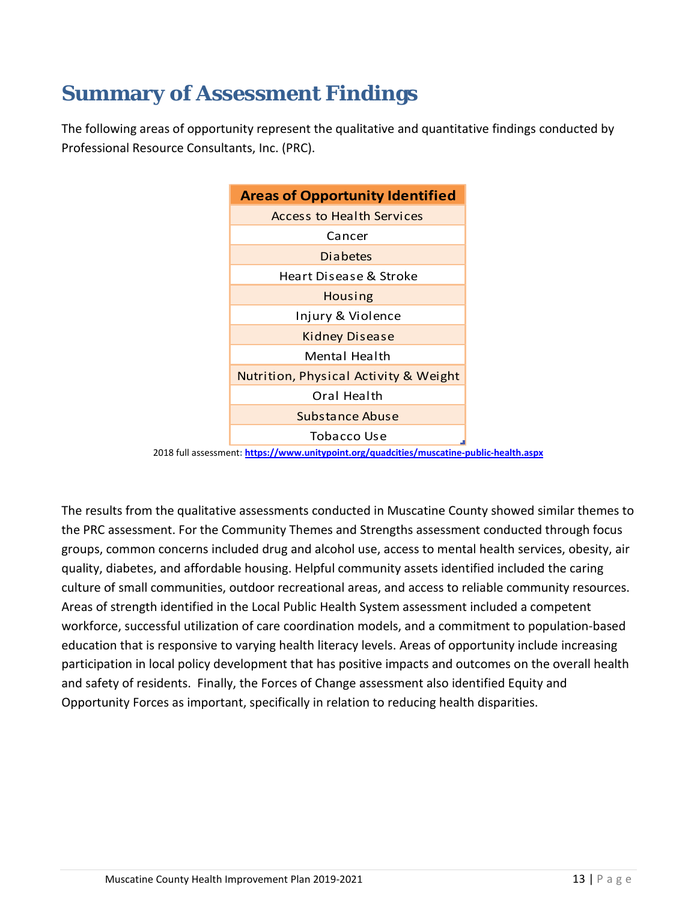# Summary of Assessment Findings

The following areas of opportunity represent the qualitative and quantitative findings conducted by Professional Resource Consultants, Inc. (PRC).

| Areas of Opportunity Identified |
| --- |
| Access to Health Services |
| Cancer |
| Diabetes |
| Heart Disease & Stroke |
| Housing |
| Injury & Violence |
| Kidney Disease |
| Mental Health |
| Nutrition, Physical Activity & Weight |
| Oral Health |
| Substance Abuse |
| Tobacco Use |

2018 full assessment: **https://www.unitypoint.org/quadcities/muscatine-public-health.aspx**

The results from the qualitative assessments conducted in Muscatine County showed similar themes to the PRC assessment. For the Community Themes and Strengths assessment conducted through focus groups, common concerns included drug and alcohol use, access to mental health services, obesity, air quality, diabetes, and affordable housing. Helpful community assets identified included the caring culture of small communities, outdoor recreational areas, and access to reliable community resources. Areas of strength identified in the Local Public Health System assessment included a competent workforce, successful utilization of care coordination models, and a commitment to population-based education that is responsive to varying health literacy levels. Areas of opportunity include increasing participation in local policy development that has positive impacts and outcomes on the overall health and safety of residents. Finally, the Forces of Change assessment also identified Equity and Opportunity Forces as important, specifically in relation to reducing health disparities.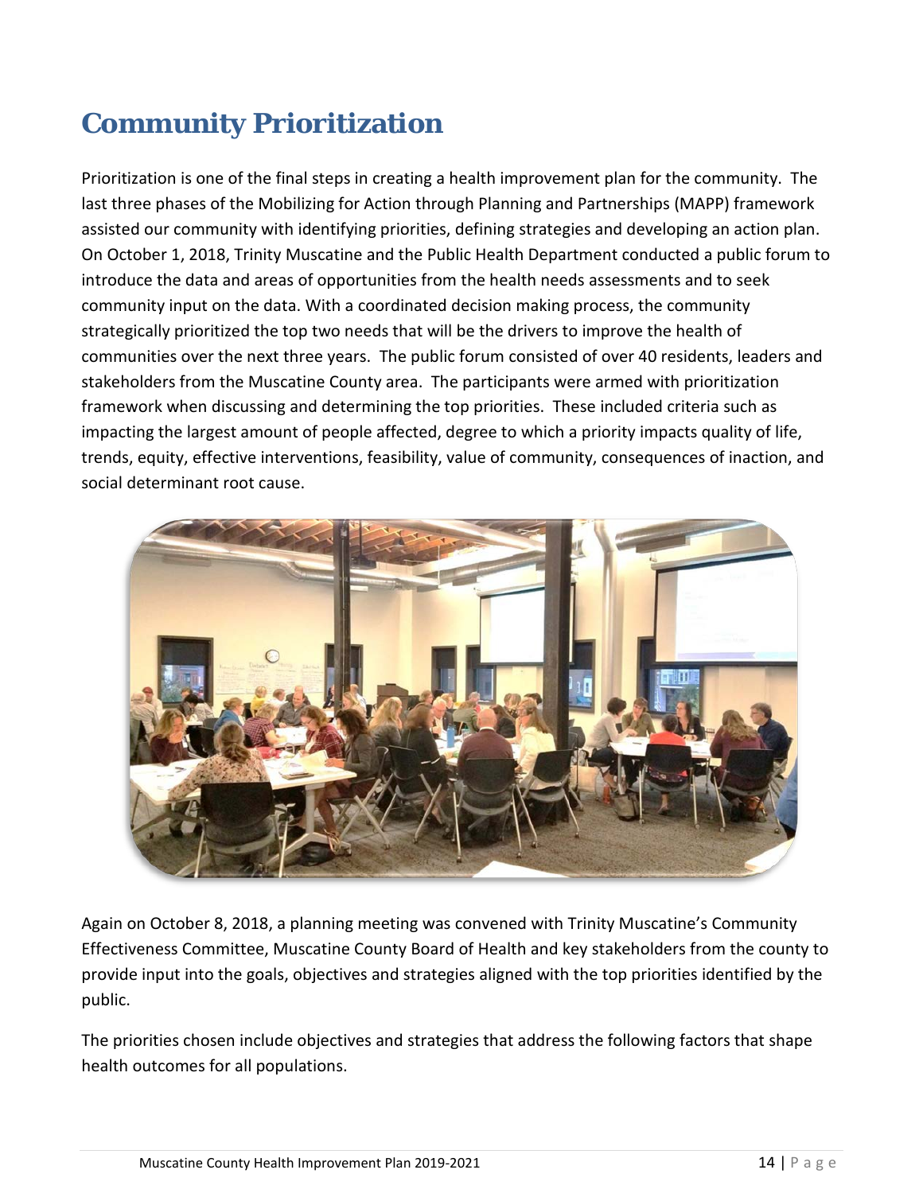# Community Prioritization

Prioritization is one of the final steps in creating a health improvement plan for the community. The last three phases of the Mobilizing for Action through Planning and Partnerships (MAPP) framework assisted our community with identifying priorities, defining strategies and developing an action plan. On October 1, 2018, Trinity Muscatine and the Public Health Department conducted a public forum to introduce the data and areas of opportunities from the health needs assessments and to seek community input on the data. With a coordinated decision making process, the community strategically prioritized the top two needs that will be the drivers to improve the health of communities over the next three years. The public forum consisted of over 40 residents, leaders and stakeholders from the Muscatine County area. The participants were armed with prioritization framework when discussing and determining the top priorities. These included criteria such as impacting the largest amount of people affected, degree to which a priority impacts quality of life, trends, equity, effective interventions, feasibility, value of community, consequences of inaction, and social determinant root cause.

Again on October 8, 2018, a planning meeting was convened with Trinity Muscatine's Community Effectiveness Committee, Muscatine County Board of Health and key stakeholders from the county to provide input into the goals, objectives and strategies aligned with the top priorities identified by the public.

The priorities chosen include objectives and strategies that address the following factors that shape health outcomes for all populations.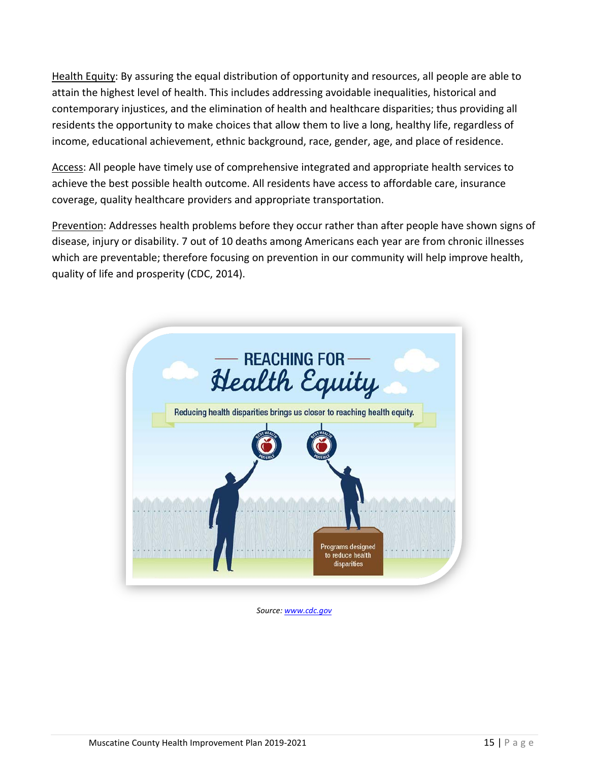Health Equity: By assuring the equal distribution of opportunity and resources, all people are able to attain the highest level of health. This includes addressing avoidable inequalities, historical and contemporary injustices, and the elimination of health and healthcare disparities; thus providing all residents the opportunity to make choices that allow them to live a long, healthy life, regardless of income, educational achievement, ethnic background, race, gender, age, and place of residence.

Access: All people have timely use of comprehensive integrated and appropriate health services to achieve the best possible health outcome. All residents have access to affordable care, insurance coverage, quality healthcare providers and appropriate transportation.

Prevention: Addresses health problems before they occur rather than after people have shown signs of disease, injury or disability. 7 out of 10 deaths among Americans each year are from chronic illnesses which are preventable; therefore focusing on prevention in our community will help improve health, quality of life and prosperity (CDC, 2014).

REACHING FOR Health Equity

Reducing health disparities brings us closer to reaching health equity.

BEST HEALTH POSSIBLE

Programs designed to reduce health disparities

*Source: www.cdc.gov*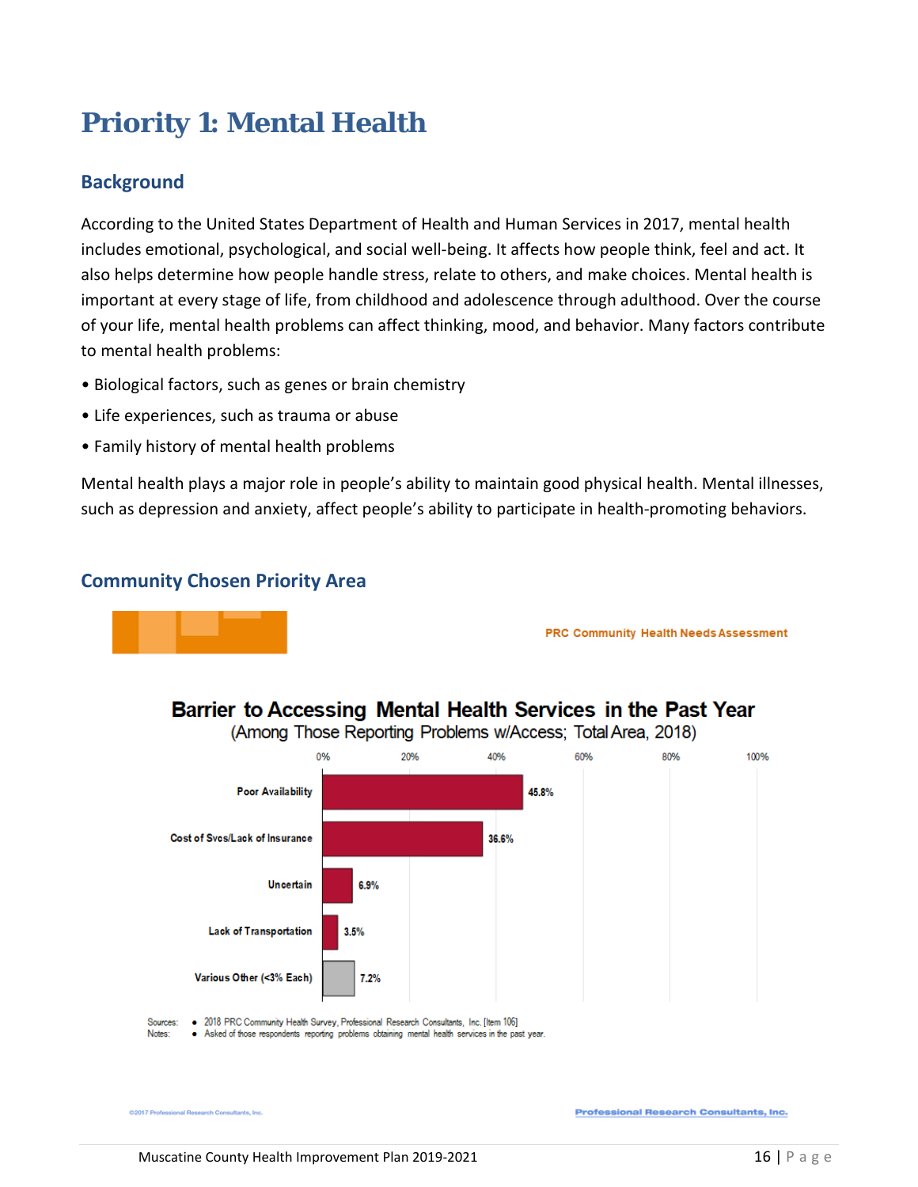# Priority 1: Mental Health

## Background

According to the United States Department of Health and Human Services in 2017, mental health includes emotional, psychological, and social well-being. It affects how people think, feel and act. It also helps determine how people handle stress, relate to others, and make choices. Mental health is important at every stage of life, from childhood and adolescence through adulthood. Over the course of your life, mental health problems can affect thinking, mood, and behavior. Many factors contribute to mental health problems:

- Biological factors, such as genes or brain chemistry
- Life experiences, such as trauma or abuse
- Family history of mental health problems

Mental health plays a major role in people's ability to maintain good physical health. Mental illnesses, such as depression and anxiety, affect people's ability to participate in health-promoting behaviors.

## Community Chosen Priority Area

PRC Community Health Needs Assessment

**Barrier to Accessing Mental Health Services in the Past Year**
(Among Those Reporting Problems w/Access; Total Area, 2018)

| Barrier | Percent |
|---|---|
| Poor Availability | 45.8% |
| Cost of Svcs/Lack of Insurance | 36.6% |
| Uncertain | 6.9% |
| Lack of Transportation | 3.5% |
| Various Other (<3% Each) | 7.2% |

Sources: • 2018 PRC Community Health Survey, Professional Research Consultants, Inc. [Item 106]
Notes: • Asked of those respondents reporting problems obtaining mental health services in the past year.

©2017 Professional Research Consultants, Inc.

Professional Research Consultants, Inc.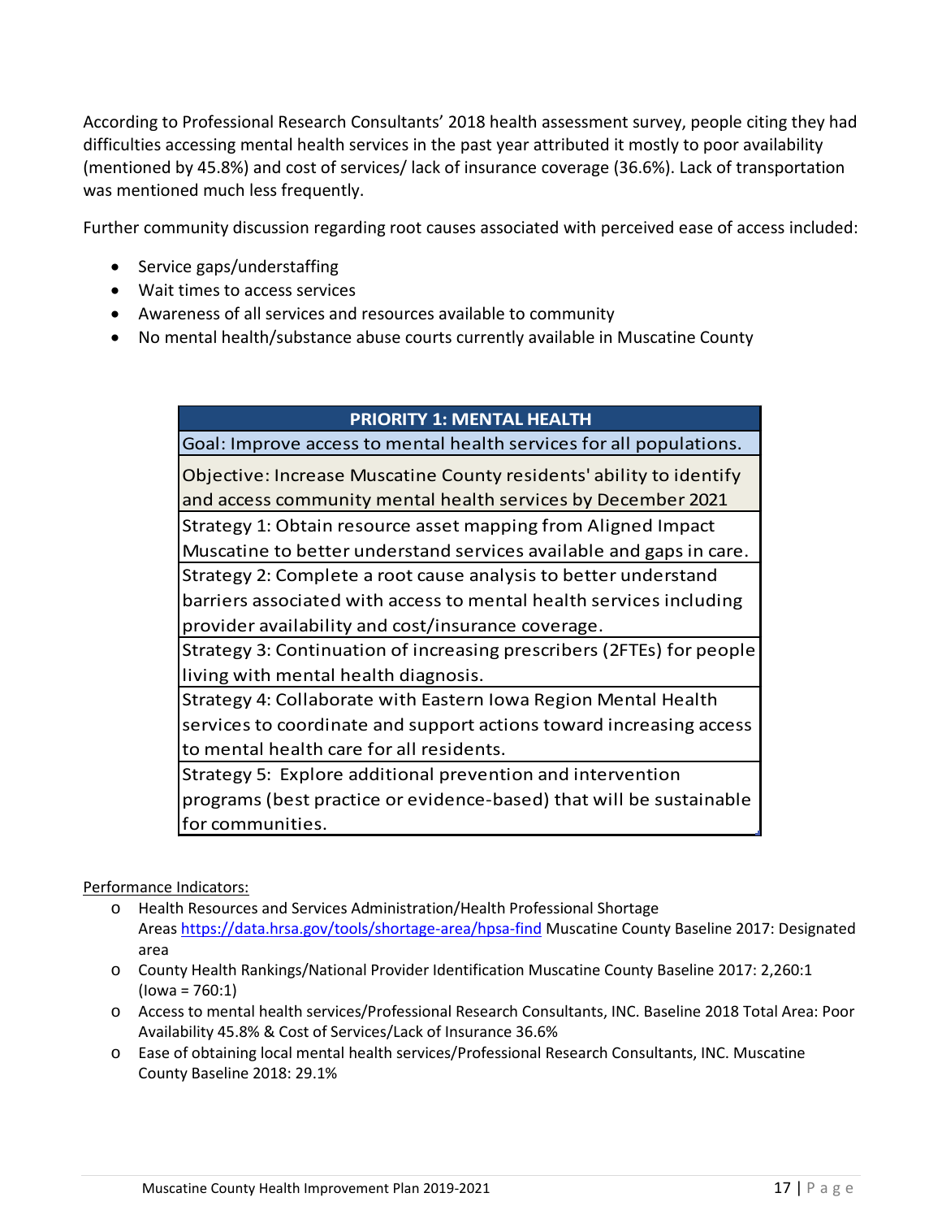According to Professional Research Consultants' 2018 health assessment survey, people citing they had difficulties accessing mental health services in the past year attributed it mostly to poor availability (mentioned by 45.8%) and cost of services/ lack of insurance coverage (36.6%). Lack of transportation was mentioned much less frequently.

Further community discussion regarding root causes associated with perceived ease of access included:

- Service gaps/understaffing
- Wait times to access services
- Awareness of all services and resources available to community
- No mental health/substance abuse courts currently available in Muscatine County

| PRIORITY 1: MENTAL HEALTH |
| --- |
| Goal: Improve access to mental health services for all populations. |
| Objective: Increase Muscatine County residents' ability to identify and access community mental health services by December 2021 |
| Strategy 1: Obtain resource asset mapping from Aligned Impact Muscatine to better understand services available and gaps in care. |
| Strategy 2: Complete a root cause analysis to better understand barriers associated with access to mental health services including provider availability and cost/insurance coverage. |
| Strategy 3: Continuation of increasing prescribers (2FTEs) for people living with mental health diagnosis. |
| Strategy 4: Collaborate with Eastern Iowa Region Mental Health services to coordinate and support actions toward increasing access to mental health care for all residents. |
| Strategy 5: Explore additional prevention and intervention programs (best practice or evidence-based) that will be sustainable for communities. |

Performance Indicators:

- Health Resources and Services Administration/Health Professional Shortage Areas https://data.hrsa.gov/tools/shortage-area/hpsa-find Muscatine County Baseline 2017: Designated area
- County Health Rankings/National Provider Identification Muscatine County Baseline 2017: 2,260:1 (Iowa = 760:1)
- Access to mental health services/Professional Research Consultants, INC. Baseline 2018 Total Area: Poor Availability 45.8% & Cost of Services/Lack of Insurance 36.6%
- Ease of obtaining local mental health services/Professional Research Consultants, INC. Muscatine County Baseline 2018: 29.1%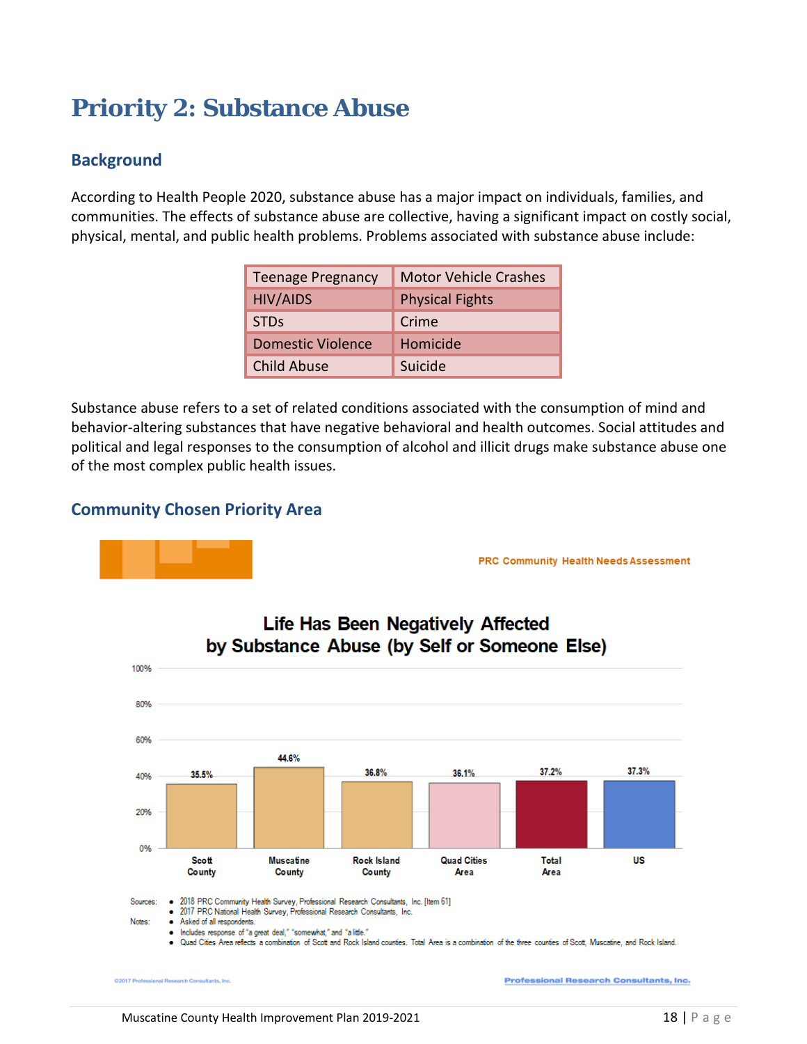# Priority 2: Substance Abuse

## Background

According to Health People 2020, substance abuse has a major impact on individuals, families, and communities. The effects of substance abuse are collective, having a significant impact on costly social, physical, mental, and public health problems. Problems associated with substance abuse include:

| Teenage Pregnancy | Motor Vehicle Crashes |
|---|---|
| HIV/AIDS | Physical Fights |
| STDs | Crime |
| Domestic Violence | Homicide |
| Child Abuse | Suicide |

Substance abuse refers to a set of related conditions associated with the consumption of mind and behavior-altering substances that have negative behavioral and health outcomes. Social attitudes and political and legal responses to the consumption of alcohol and illicit drugs make substance abuse one of the most complex public health issues.

## Community Chosen Priority Area

PRC Community Health Needs Assessment

**Life Has Been Negatively Affected by Substance Abuse (by Self or Someone Else)**

| Scott County | Muscatine County | Rock Island County | Quad Cities Area | Total Area | US |
|---|---|---|---|---|---|
| 35.5% | 44.6% | 36.8% | 36.1% | 37.2% | 37.3% |

Sources:
- 2018 PRC Community Health Survey, Professional Research Consultants, Inc. [Item 61]
- 2017 PRC National Health Survey, Professional Research Consultants, Inc.

Notes:
- Asked of all respondents.
- Includes response of "a great deal," "somewhat," and "a little."
- Quad Cities Area reflects a combination of Scott and Rock Island counties. Total Area is a combination of the three counties of Scott, Muscatine, and Rock Island.

©2017 Professional Research Consultants, Inc.

Professional Research Consultants, Inc.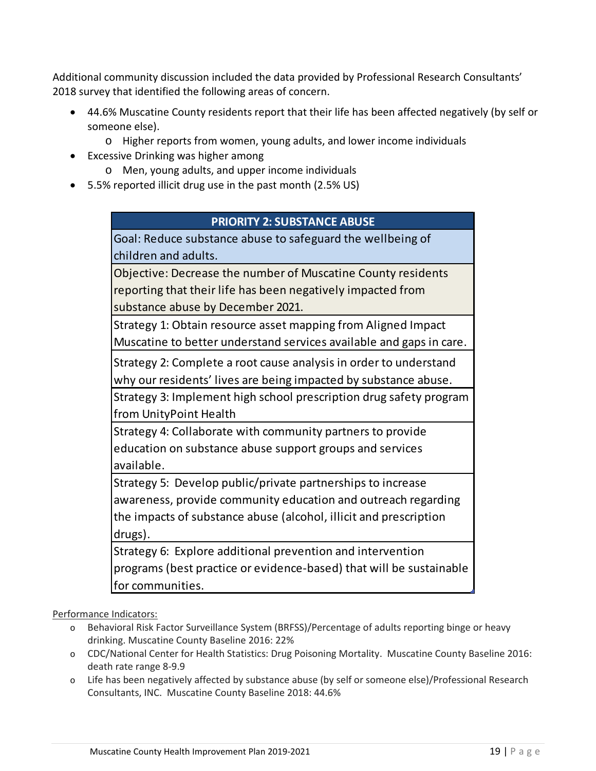Additional community discussion included the data provided by Professional Research Consultants' 2018 survey that identified the following areas of concern.

- 44.6% Muscatine County residents report that their life has been affected negatively (by self or someone else).
  - Higher reports from women, young adults, and lower income individuals
- Excessive Drinking was higher among
  - Men, young adults, and upper income individuals
- 5.5% reported illicit drug use in the past month (2.5% US)

| PRIORITY 2: SUBSTANCE ABUSE |
|---|
| Goal: Reduce substance abuse to safeguard the wellbeing of children and adults. |
| Objective: Decrease the number of Muscatine County residents reporting that their life has been negatively impacted from substance abuse by December 2021. |
| Strategy 1: Obtain resource asset mapping from Aligned Impact Muscatine to better understand services available and gaps in care. |
| Strategy 2: Complete a root cause analysis in order to understand why our residents' lives are being impacted by substance abuse. |
| Strategy 3: Implement high school prescription drug safety program from UnityPoint Health |
| Strategy 4: Collaborate with community partners to provide education on substance abuse support groups and services available. |
| Strategy 5: Develop public/private partnerships to increase awareness, provide community education and outreach regarding the impacts of substance abuse (alcohol, illicit and prescription drugs). |
| Strategy 6: Explore additional prevention and intervention programs (best practice or evidence-based) that will be sustainable for communities. |

Performance Indicators:

- Behavioral Risk Factor Surveillance System (BRFSS)/Percentage of adults reporting binge or heavy drinking. Muscatine County Baseline 2016: 22%
- CDC/National Center for Health Statistics: Drug Poisoning Mortality. Muscatine County Baseline 2016: death rate range 8-9.9
- Life has been negatively affected by substance abuse (by self or someone else)/Professional Research Consultants, INC. Muscatine County Baseline 2018: 44.6%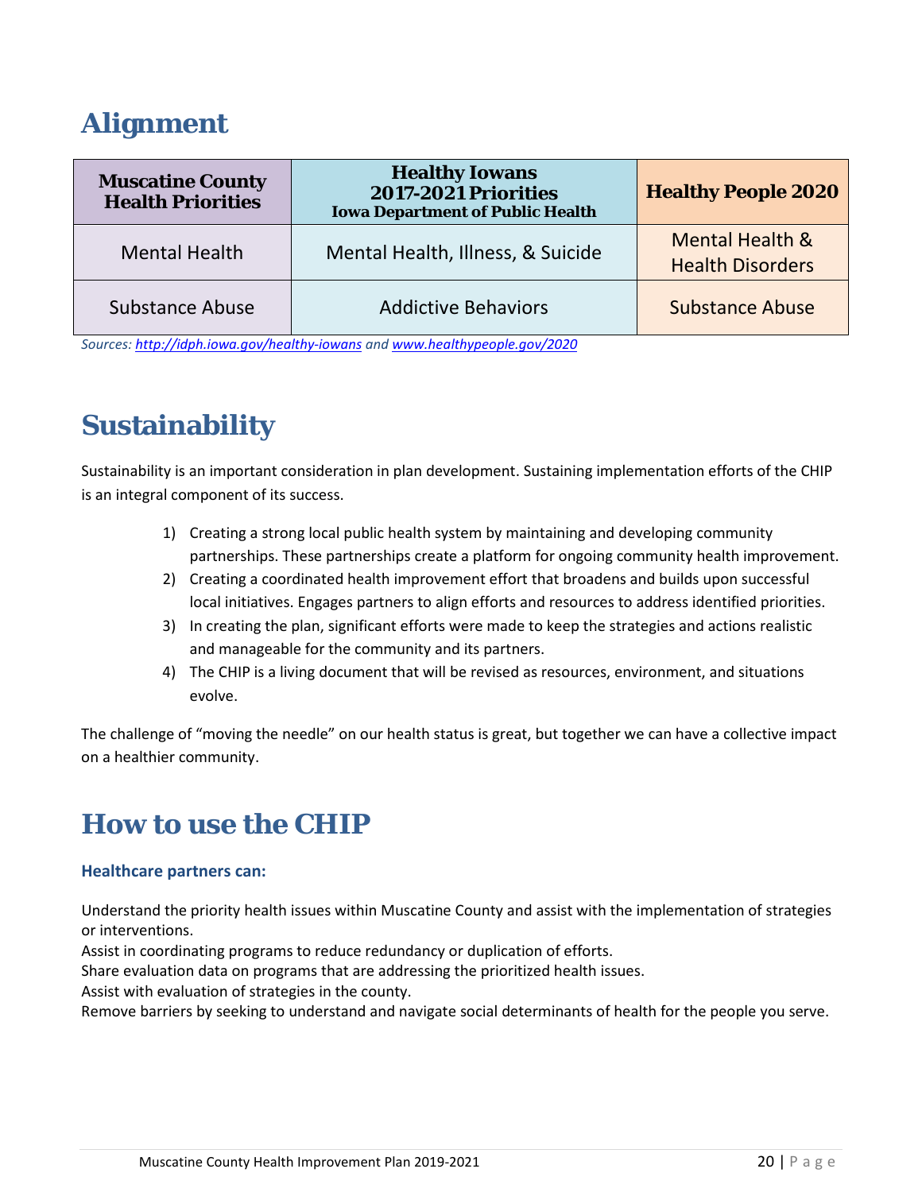## Alignment

| Muscatine County Health Priorities | Healthy Iowans 2017-2021 Priorities Iowa Department of Public Health | Healthy People 2020 |
|---|---|---|
| Mental Health | Mental Health, Illness, & Suicide | Mental Health & Health Disorders |
| Substance Abuse | Addictive Behaviors | Substance Abuse |

*Sources: [http://idph.iowa.gov/healthy-iowans](http://idph.iowa.gov/healthy-iowans) and [www.healthypeople.gov/2020](www.healthypeople.gov/2020)*

## Sustainability

Sustainability is an important consideration in plan development. Sustaining implementation efforts of the CHIP is an integral component of its success.

1) Creating a strong local public health system by maintaining and developing community partnerships. These partnerships create a platform for ongoing community health improvement.
2) Creating a coordinated health improvement effort that broadens and builds upon successful local initiatives. Engages partners to align efforts and resources to address identified priorities.
3) In creating the plan, significant efforts were made to keep the strategies and actions realistic and manageable for the community and its partners.
4) The CHIP is a living document that will be revised as resources, environment, and situations evolve.

The challenge of "moving the needle" on our health status is great, but together we can have a collective impact on a healthier community.

## How to use the CHIP

### Healthcare partners can:

Understand the priority health issues within Muscatine County and assist with the implementation of strategies or interventions.
Assist in coordinating programs to reduce redundancy or duplication of efforts.
Share evaluation data on programs that are addressing the prioritized health issues.
Assist with evaluation of strategies in the county.
Remove barriers by seeking to understand and navigate social determinants of health for the people you serve.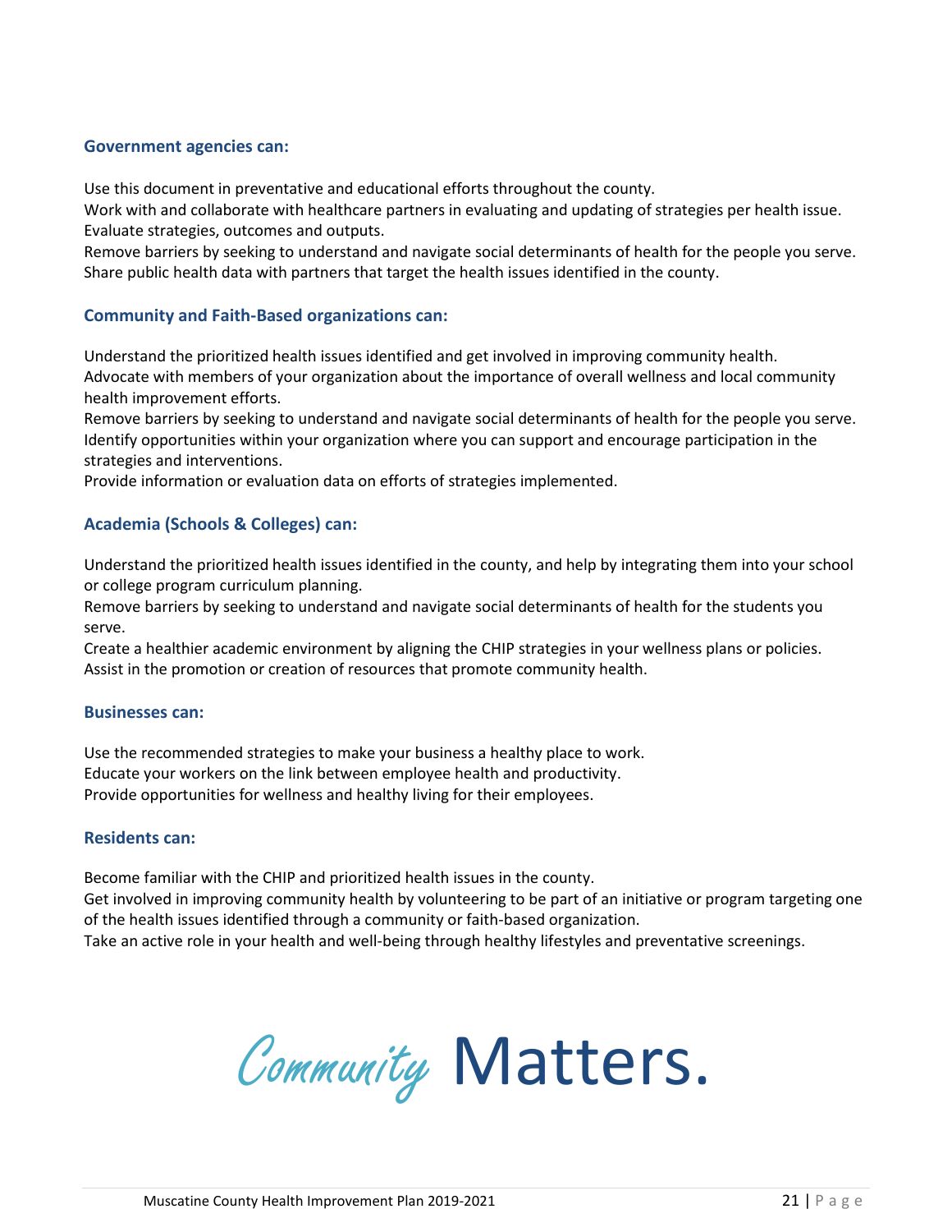### Government agencies can:

Use this document in preventative and educational efforts throughout the county.
Work with and collaborate with healthcare partners in evaluating and updating of strategies per health issue.
Evaluate strategies, outcomes and outputs.
Remove barriers by seeking to understand and navigate social determinants of health for the people you serve.
Share public health data with partners that target the health issues identified in the county.

### Community and Faith-Based organizations can:

Understand the prioritized health issues identified and get involved in improving community health.
Advocate with members of your organization about the importance of overall wellness and local community health improvement efforts.
Remove barriers by seeking to understand and navigate social determinants of health for the people you serve.
Identify opportunities within your organization where you can support and encourage participation in the strategies and interventions.
Provide information or evaluation data on efforts of strategies implemented.

### Academia (Schools & Colleges) can:

Understand the prioritized health issues identified in the county, and help by integrating them into your school or college program curriculum planning.
Remove barriers by seeking to understand and navigate social determinants of health for the students you serve.
Create a healthier academic environment by aligning the CHIP strategies in your wellness plans or policies.
Assist in the promotion or creation of resources that promote community health.

### Businesses can:

Use the recommended strategies to make your business a healthy place to work.
Educate your workers on the link between employee health and productivity.
Provide opportunities for wellness and healthy living for their employees.

### Residents can:

Become familiar with the CHIP and prioritized health issues in the county.
Get involved in improving community health by volunteering to be part of an initiative or program targeting one of the health issues identified through a community or faith-based organization.
Take an active role in your health and well-being through healthy lifestyles and preventative screenings.

*Community* Matters.